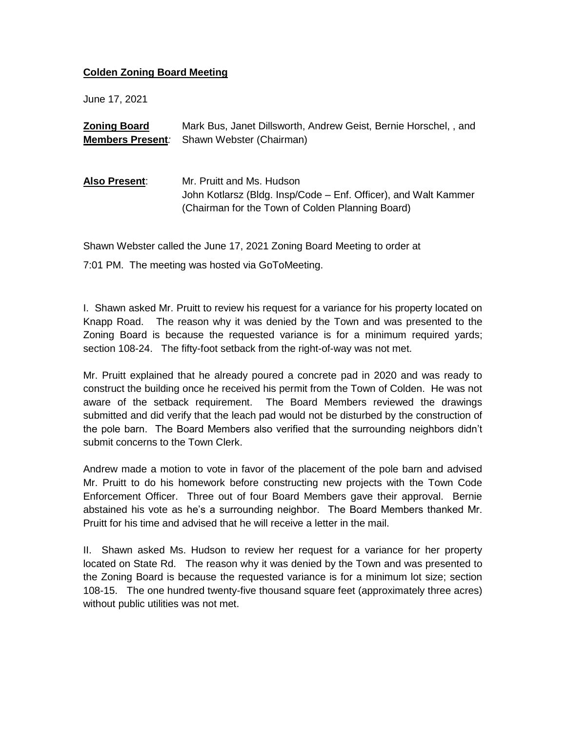**Colden Zoning Board Meeting**

June 17, 2021

**Zoning Board Members Present**: Mark Bus, Janet Dillsworth, Andrew Geist, Bernie Horschel, , and Shawn Webster (Chairman)

**Also Present**: Mr. Pruitt and Ms. Hudson
John Kotlarsz (Bldg. Insp/Code – Enf. Officer), and Walt Kammer (Chairman for the Town of Colden Planning Board)

Shawn Webster called the June 17, 2021 Zoning Board Meeting to order at 7:01 PM. The meeting was hosted via GoToMeeting.

I. Shawn asked Mr. Pruitt to review his request for a variance for his property located on Knapp Road. The reason why it was denied by the Town and was presented to the Zoning Board is because the requested variance is for a minimum required yards; section 108-24. The fifty-foot setback from the right-of-way was not met.

Mr. Pruitt explained that he already poured a concrete pad in 2020 and was ready to construct the building once he received his permit from the Town of Colden. He was not aware of the setback requirement. The Board Members reviewed the drawings submitted and did verify that the leach pad would not be disturbed by the construction of the pole barn. The Board Members also verified that the surrounding neighbors didn't submit concerns to the Town Clerk.

Andrew made a motion to vote in favor of the placement of the pole barn and advised Mr. Pruitt to do his homework before constructing new projects with the Town Code Enforcement Officer. Three out of four Board Members gave their approval. Bernie abstained his vote as he's a surrounding neighbor. The Board Members thanked Mr. Pruitt for his time and advised that he will receive a letter in the mail.

II. Shawn asked Ms. Hudson to review her request for a variance for her property located on State Rd. The reason why it was denied by the Town and was presented to the Zoning Board is because the requested variance is for a minimum lot size; section 108-15. The one hundred twenty-five thousand square feet (approximately three acres) without public utilities was not met.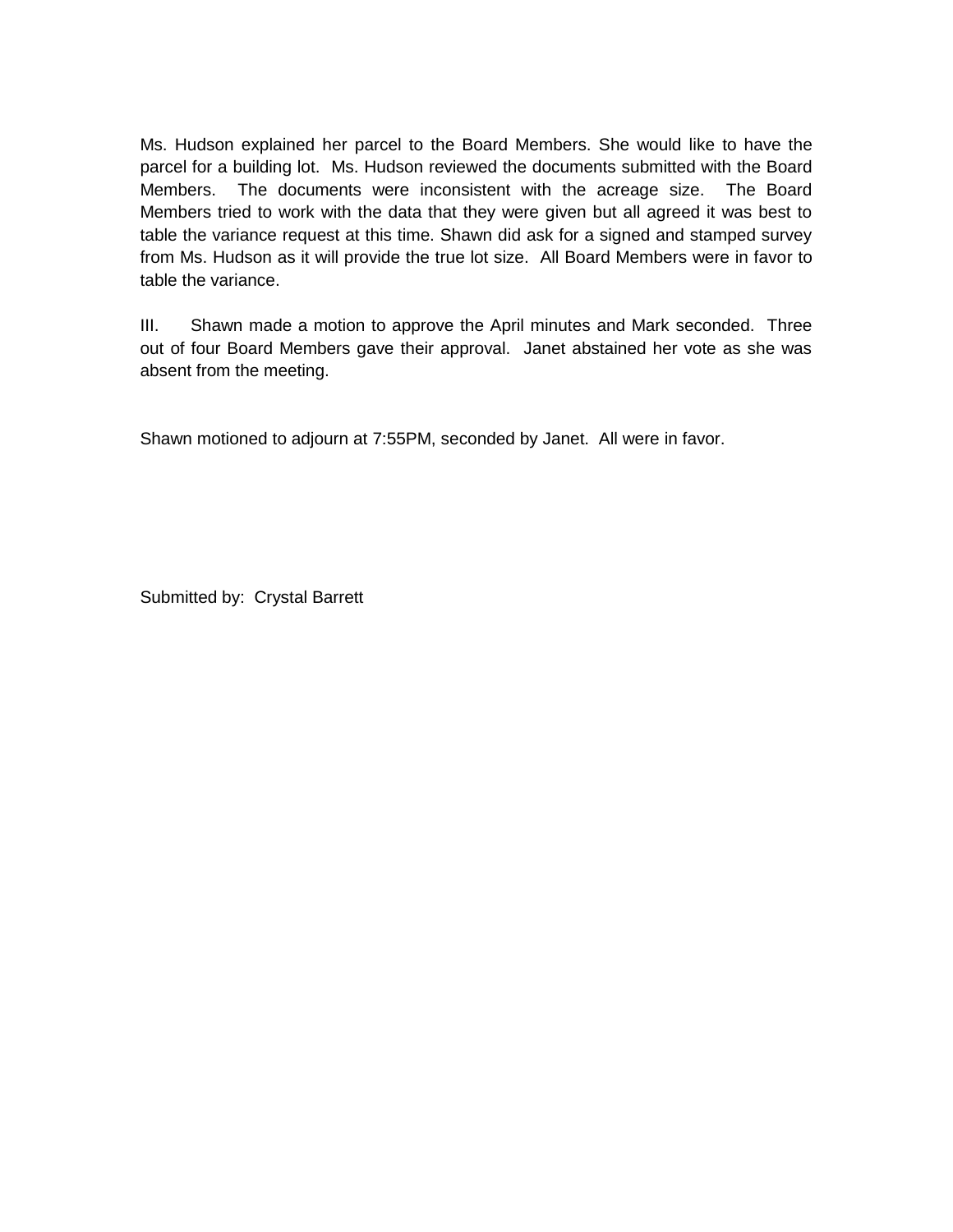Ms. Hudson explained her parcel to the Board Members. She would like to have the parcel for a building lot. Ms. Hudson reviewed the documents submitted with the Board Members. The documents were inconsistent with the acreage size. The Board Members tried to work with the data that they were given but all agreed it was best to table the variance request at this time. Shawn did ask for a signed and stamped survey from Ms. Hudson as it will provide the true lot size. All Board Members were in favor to table the variance.

III. Shawn made a motion to approve the April minutes and Mark seconded. Three out of four Board Members gave their approval. Janet abstained her vote as she was absent from the meeting.

Shawn motioned to adjourn at 7:55PM, seconded by Janet. All were in favor.

Submitted by: Crystal Barrett